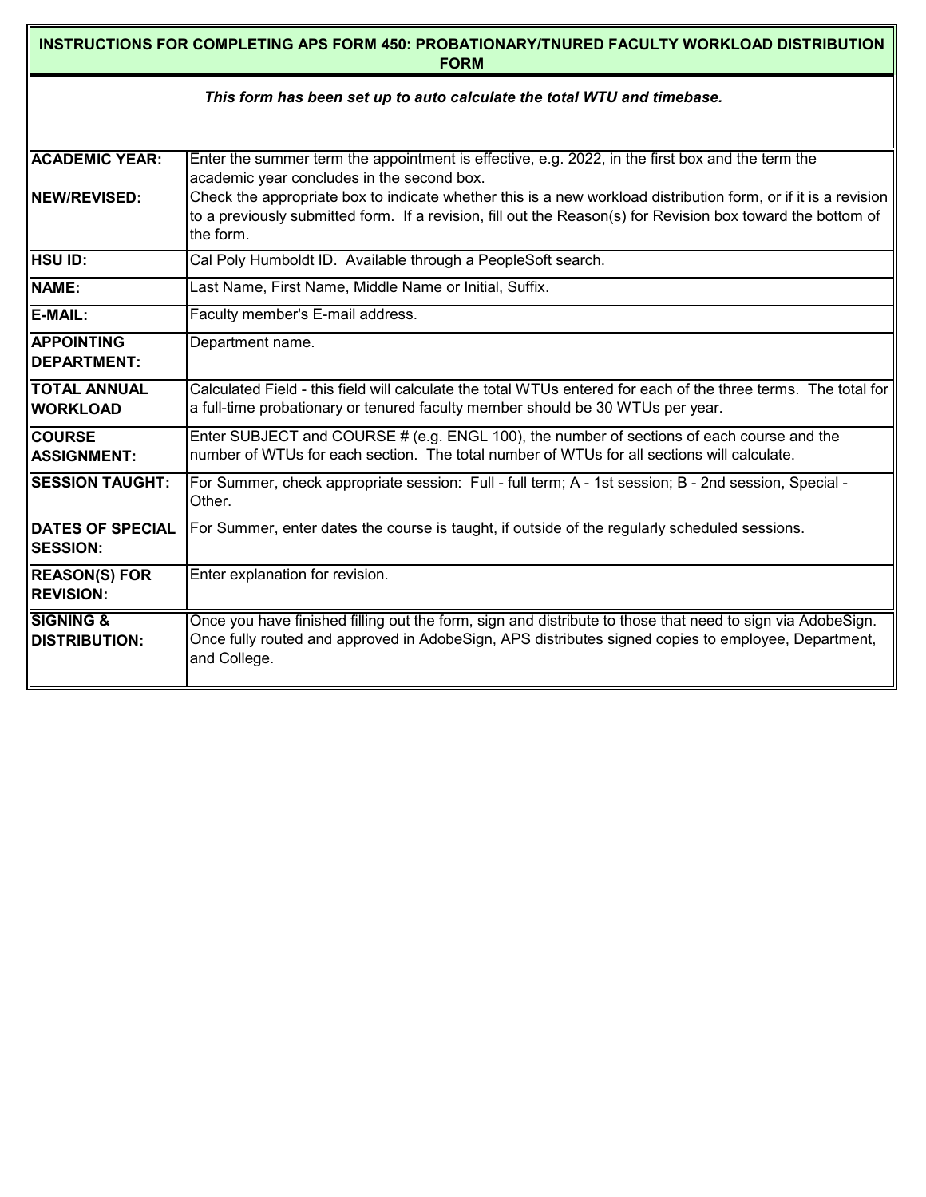**INSTRUCTIONS FOR COMPLETING APS FORM 450: PROBATIONARY/TNURED FACULTY WORKLOAD DISTRIBUTION FORM**

***This form has been set up to auto calculate the total WTU and timebase.***

| | |
|---|---|
| **ACADEMIC YEAR:** | Enter the summer term the appointment is effective, e.g. 2022, in the first box and the term the academic year concludes in the second box. |
| **NEW/REVISED:** | Check the appropriate box to indicate whether this is a new workload distribution form, or if it is a revision to a previously submitted form. If a revision, fill out the Reason(s) for Revision box toward the bottom of the form. |
| **HSU ID:** | Cal Poly Humboldt ID. Available through a PeopleSoft search. |
| **NAME:** | Last Name, First Name, Middle Name or Initial, Suffix. |
| **E-MAIL:** | Faculty member's E-mail address. |
| **APPOINTING DEPARTMENT:** | Department name. |
| **TOTAL ANNUAL WORKLOAD** | Calculated Field - this field will calculate the total WTUs entered for each of the three terms. The total for a full-time probationary or tenured faculty member should be 30 WTUs per year. |
| **COURSE ASSIGNMENT:** | Enter SUBJECT and COURSE # (e.g. ENGL 100), the number of sections of each course and the number of WTUs for each section. The total number of WTUs for all sections will calculate. |
| **SESSION TAUGHT:** | For Summer, check appropriate session: Full - full term; A - 1st session; B - 2nd session, Special - Other. |
| **DATES OF SPECIAL SESSION:** | For Summer, enter dates the course is taught, if outside of the regularly scheduled sessions. |
| **REASON(S) FOR REVISION:** | Enter explanation for revision. |
| **SIGNING & DISTRIBUTION:** | Once you have finished filling out the form, sign and distribute to those that need to sign via AdobeSign. Once fully routed and approved in AdobeSign, APS distributes signed copies to employee, Department, and College. |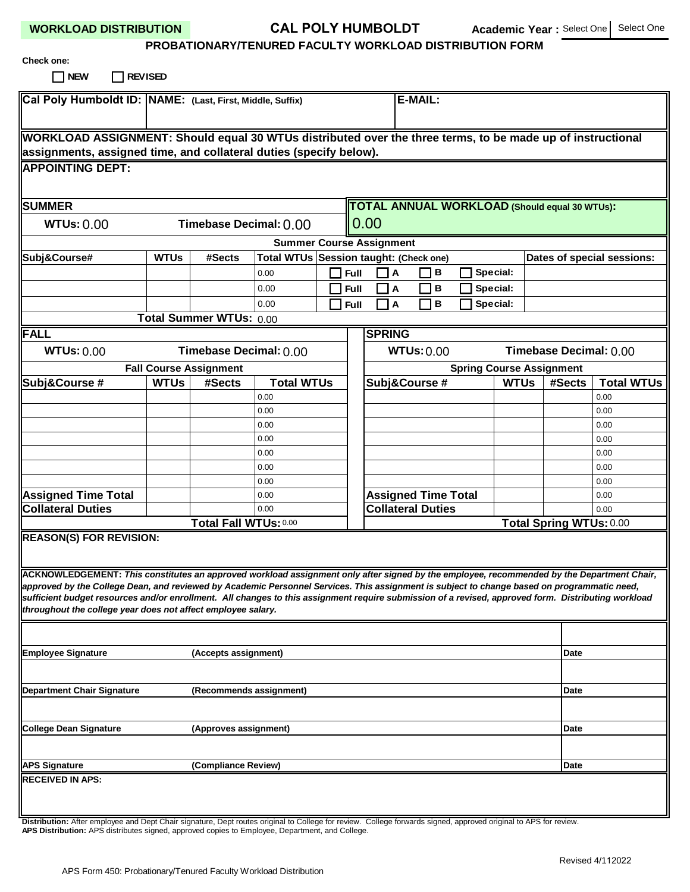**WORKLOAD DISTRIBUTION**

# CAL POLY HUMBOLDT

**Academic Year :** Select One | Select One

## PROBATIONARY/TENURED FACULTY WORKLOAD DISTRIBUTION FORM

**Check one:**

☐ **NEW** ☐ **REVISED**

| **Cal Poly Humboldt ID:** | **NAME: (Last, First, Middle, Suffix)** | **E-MAIL:** |
|---|---|---|
| | | |

**WORKLOAD ASSIGNMENT: Should equal 30 WTUs distributed over the three terms, to be made up of instructional assignments, assigned time, and collateral duties (specify below).**

**APPOINTING DEPT:**

**SUMMER**

**WTUs:** 0.00 **Timebase Decimal:** 0.00

**TOTAL ANNUAL WORKLOAD (Should equal 30 WTUs):** 0.00

**Summer Course Assignment**

| Subj&Course# | WTUs | #Sects | Total WTUs | Session taught: (Check one) | Dates of special sessions: |
|---|---|---|---|---|---|
| | | | 0.00 | ☐ Full ☐ A ☐ B ☐ Special: | |
| | | | 0.00 | ☐ Full ☐ A ☐ B ☐ Special: | |
| | | | 0.00 | ☐ Full ☐ A ☐ B ☐ Special: | |
| | **Total Summer WTUs:** | | 0.00 | | |

**FALL**

**WTUs:** 0.00 **Timebase Decimal:** 0.00

**Fall Course Assignment**

| Subj&Course # | WTUs | #Sects | Total WTUs |
|---|---|---|---|
| | | | 0.00 |
| | | | 0.00 |
| | | | 0.00 |
| | | | 0.00 |
| | | | 0.00 |
| | | | 0.00 |
| | | | 0.00 |
| **Assigned Time Total** | | | 0.00 |
| **Collateral Duties** | | | 0.00 |
| | **Total Fall WTUs:** | | 0.00 |

**SPRING**

**WTUs:** 0.00 **Timebase Decimal:** 0.00

**Spring Course Assignment**

| Subj&Course # | WTUs | #Sects | Total WTUs |
|---|---|---|---|
| | | | 0.00 |
| | | | 0.00 |
| | | | 0.00 |
| | | | 0.00 |
| | | | 0.00 |
| | | | 0.00 |
| | | | 0.00 |
| **Assigned Time Total** | | | 0.00 |
| **Collateral Duties** | | | 0.00 |
| | **Total Spring WTUs:** | | 0.00 |

**REASON(S) FOR REVISION:**

**ACKNOWLEDGEMENT:** ***This constitutes an approved workload assignment only after signed by the employee, recommended by the Department Chair, approved by the College Dean, and reviewed by Academic Personnel Services. This assignment is subject to change based on programmatic need, sufficient budget resources and/or enrollment. All changes to this assignment require submission of a revised, approved form. Distributing workload throughout the college year does not affect employee salary.***

| | | |
|---|---|---|
| **Employee Signature** | **(Accepts assignment)** | **Date** |
| **Department Chair Signature** | **(Recommends assignment)** | **Date** |
| **College Dean Signature** | **(Approves assignment)** | **Date** |
| **APS Signature** | **(Compliance Review)** | **Date** |

**RECEIVED IN APS:**

**Distribution:** After employee and Dept Chair signature, Dept routes original to College for review. College forwards signed, approved original to APS for review.
**APS Distribution:** APS distributes signed, approved copies to Employee, Department, and College.

Revised 4/112022

APS Form 450: Probationary/Tenured Faculty Workload Distribution